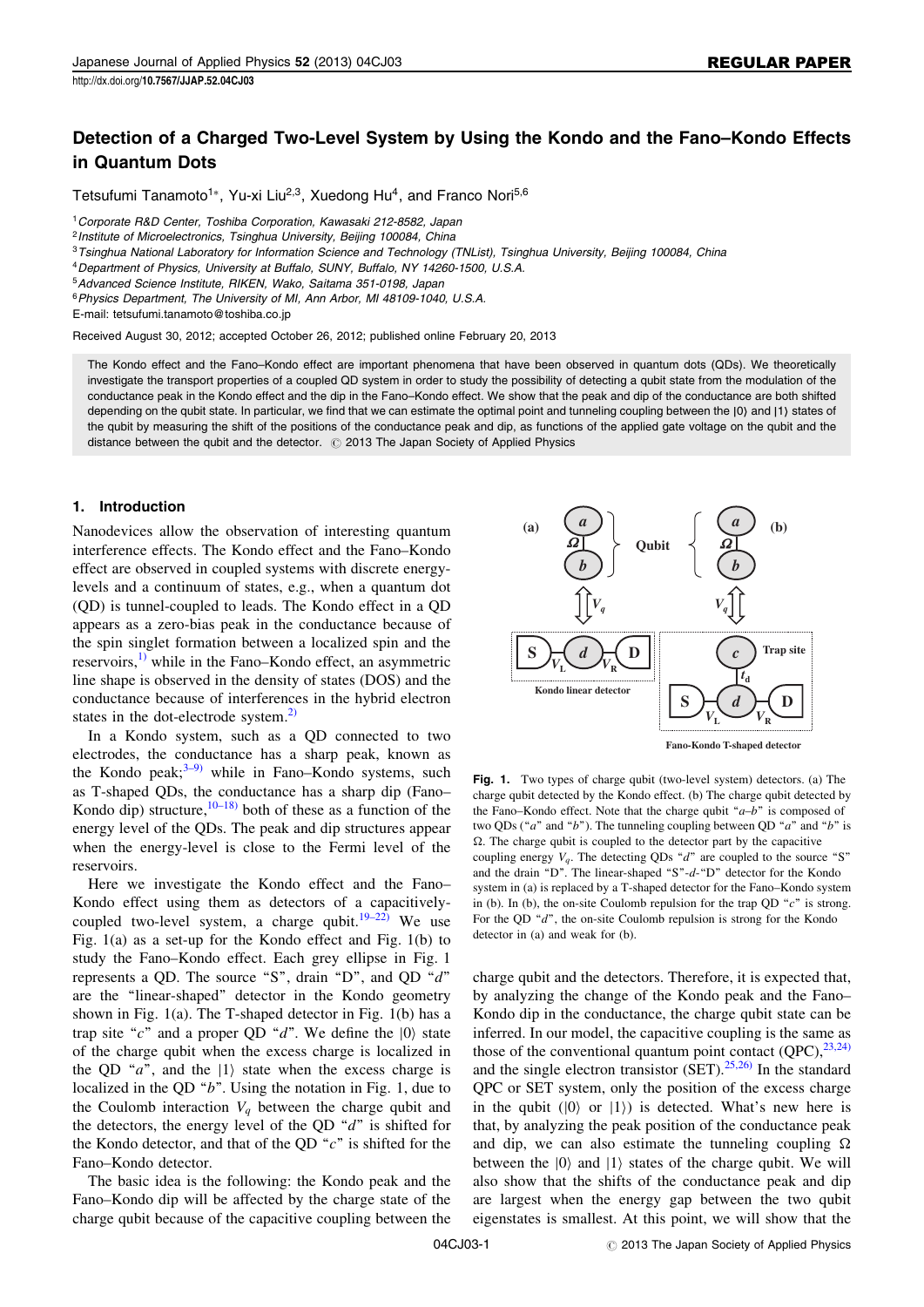# Detection of a Charged Two-Level System by Using the Kondo and the Fano–Kondo Effects in Quantum Dots

Tetsufumi Tanamoto[1]*, Yu-xi Liu[2,3], Xuedong Hu[4], and Franco Nori[5,6]

[1]Corporate R&D Center, Toshiba Corporation, Kawasaki 212-8582, Japan
[2]Institute of Microelectronics, Tsinghua University, Beijing 100084, China
[3]Tsinghua National Laboratory for Information Science and Technology (TNList), Tsinghua University, Beijing 100084, China
[4]Department of Physics, University at Buffalo, SUNY, Buffalo, NY 14260-1500, U.S.A.
[5]Advanced Science Institute, RIKEN, Wako, Saitama 351-0198, Japan
[6]Physics Department, The University of MI, Ann Arbor, MI 48109-1040, U.S.A.
E-mail: tetsufumi.tanamoto@toshiba.co.jp

Received August 30, 2012; accepted October 26, 2012; published online February 20, 2013

The Kondo effect and the Fano–Kondo effect are important phenomena that have been observed in quantum dots (QDs). We theoretically investigate the transport properties of a coupled QD system in order to study the possibility of detecting a qubit state from the modulation of the conductance peak in the Kondo effect and the dip in the Fano–Kondo effect. We show that the peak and dip of the conductance are both shifted depending on the qubit state. In particular, we find that we can estimate the optimal point and tunneling coupling between the $|0\rangle$ and $|1\rangle$ states of the qubit by measuring the shift of the positions of the conductance peak and dip, as functions of the applied gate voltage on the qubit and the distance between the qubit and the detector. © 2013 The Japan Society of Applied Physics

## 1. Introduction

Nanodevices allow the observation of interesting quantum interference effects. The Kondo effect and the Fano–Kondo effect are observed in coupled systems with discrete energy-levels and a continuum of states, e.g., when a quantum dot (QD) is tunnel-coupled to leads. The Kondo effect in a QD appears as a zero-bias peak in the conductance because of the spin singlet formation between a localized spin and the reservoirs,[1] while in the Fano–Kondo effect, an asymmetric line shape is observed in the density of states (DOS) and the conductance because of interferences in the hybrid electron states in the dot-electrode system.[2]

In a Kondo system, such as a QD connected to two electrodes, the conductance has a sharp peak, known as the Kondo peak;[3–9] while in Fano–Kondo systems, such as T-shaped QDs, the conductance has a sharp dip (Fano–Kondo dip) structure,[10–18] both of these as a function of the energy level of the QDs. The peak and dip structures appear when the energy-level is close to the Fermi level of the reservoirs.

Here we investigate the Kondo effect and the Fano–Kondo effect using them as detectors of a capacitively-coupled two-level system, a charge qubit.[19–22] We use Fig. 1(a) as a set-up for the Kondo effect and Fig. 1(b) to study the Fano–Kondo effect. Each grey ellipse in Fig. 1 represents a QD. The source "S", drain "D", and QD "$d$" are the "linear-shaped" detector in the Kondo geometry shown in Fig. 1(a). The T-shaped detector in Fig. 1(b) has a trap site "$c$" and a proper QD "$d$". We define the $|0\rangle$ state of the charge qubit when the excess charge is localized in the QD "$a$", and the $|1\rangle$ state when the excess charge is localized in the QD "$b$". Using the notation in Fig. 1, due to the Coulomb interaction $V_q$ between the charge qubit and the detectors, the energy level of the QD "$d$" is shifted for the Kondo detector, and that of the QD "$c$" is shifted for the Fano–Kondo detector.

The basic idea is the following: the Kondo peak and the Fano–Kondo dip will be affected by the charge state of the charge qubit because of the capacitive coupling between the charge qubit and the detectors. Therefore, it is expected that, by analyzing the change of the Kondo peak and the Fano–Kondo dip in the conductance, the charge qubit state can be inferred. In our model, the capacitive coupling is the same as those of the conventional quantum point contact (QPC),[23,24] and the single electron transistor (SET).[25,26] In the standard QPC or SET system, only the position of the excess charge in the qubit ($|0\rangle$ or $|1\rangle$) is detected. What's new here is that, by analyzing the peak position of the conductance peak and dip, we can also estimate the tunneling coupling $\Omega$ between the $|0\rangle$ and $|1\rangle$ states of the charge qubit. We will also show that the shifts of the conductance peak and dip are largest when the energy gap between the two qubit eigenstates is smallest. At this point, we will show that the

Fig. 1. Two types of charge qubit (two-level system) detectors. (a) The charge qubit detected by the Kondo effect. (b) The charge qubit detected by the Fano–Kondo effect. Note that the charge qubit "$a$–$b$" is composed of two QDs ("$a$" and "$b$"). The tunneling coupling between QD "$a$" and "$b$" is $\Omega$. The charge qubit is coupled to the detector part by the capacitive coupling energy $V_q$. The detecting QDs "$d$" are coupled to the source "S" and the drain "D". The linear-shaped "S"-$d$-"D" detector for the Kondo effect in (a) is replaced by a T-shaped detector for the Fano–Kondo system in (b). In (b), the on-site Coulomb repulsion for the trap QD "$c$" is strong. For the QD "$d$", the on-site Coulomb repulsion is strong for the Kondo detector in (a) and weak for (b).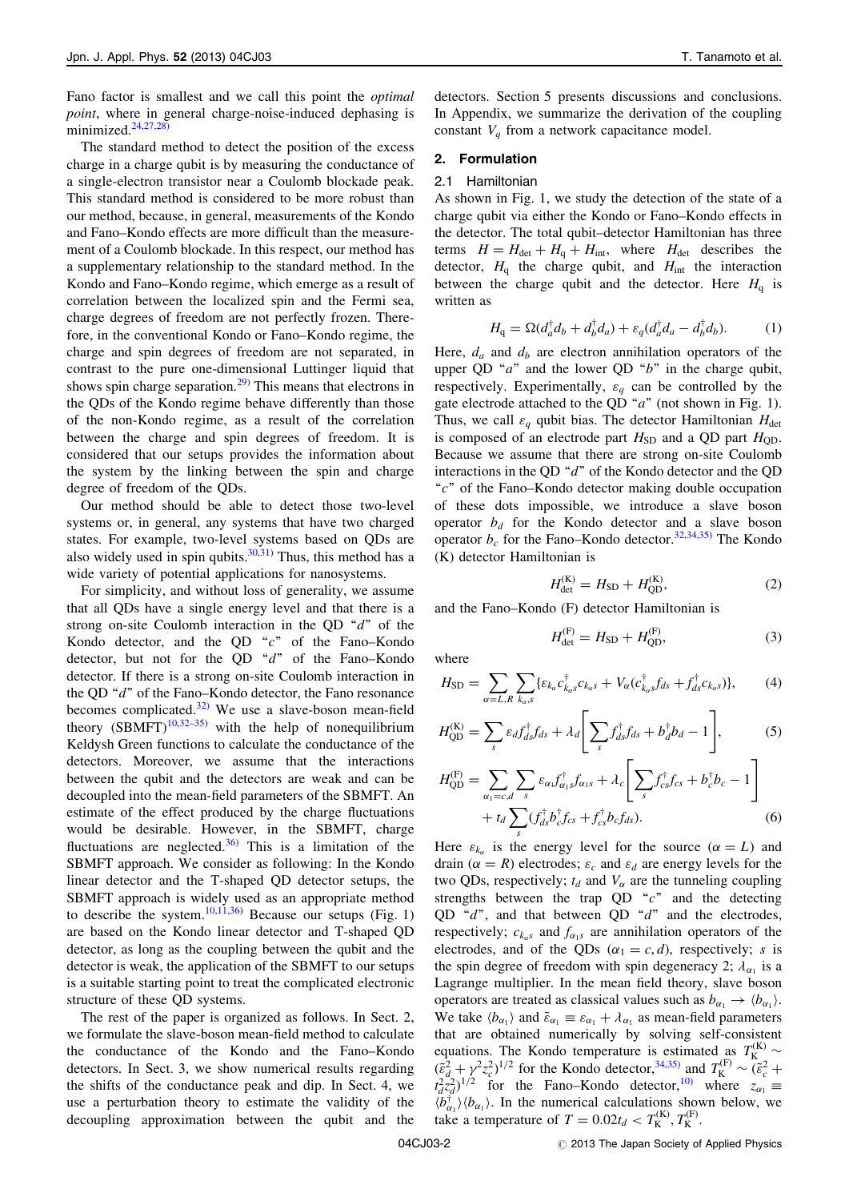Fano factor is smallest and we call this point the *optimal point*, where in general charge-noise-induced dephasing is minimized.[24,27,28)]

The standard method to detect the position of the excess charge in a charge qubit is by measuring the conductance of a single-electron transistor near a Coulomb blockade peak. This standard method is considered to be more robust than our method, because, in general, measurements of the Kondo and Fano–Kondo effects are more difficult than the measurement of a Coulomb blockade. In this respect, our method has a supplementary relationship to the standard method. In the Kondo and Fano–Kondo regime, which emerge as a result of correlation between the localized spin and the Fermi sea, charge degrees of freedom are not perfectly frozen. Therefore, in the conventional Kondo or Fano–Kondo regime, the charge and spin degrees of freedom are not separated, in contrast to the pure one-dimensional Luttinger liquid that shows spin charge separation.[29] This means that electrons in the QDs of the Kondo regime behave differently than those of the non-Kondo regime, as a result of the correlation between the charge and spin degrees of freedom. It is considered that our setups provides the information about the system by the linking between the spin and charge degree of freedom of the QDs.

Our method should be able to detect those two-level systems or, in general, any systems that have two charged states. For example, two-level systems based on QDs are also widely used in spin qubits.[30,31] Thus, this method has a wide variety of potential applications for nanosystems.

For simplicity, and without loss of generality, we assume that all QDs have a single energy level and that there is a strong on-site Coulomb interaction in the QD "$d$" of the Kondo detector, and the QD "$c$" of the Fano–Kondo detector, but not for the QD "$d$" of the Fano–Kondo detector. If there is a strong on-site Coulomb interaction in the QD "$d$" of the Fano–Kondo detector, the Fano resonance becomes complicated.[32] We use a slave-boson mean-field theory (SBMFT)[10,32–35] with the help of nonequilibrium Keldysh Green functions to calculate the conductance of the detectors. Moreover, we assume that the interactions between the qubit and the detectors are weak and can be decoupled into the mean-field parameters of the SBMFT. An estimate of the effect produced by the charge fluctuations would be desirable. However, in the SBMFT, charge fluctuations are neglected.[36] This is a limitation of the SBMFT approach. We consider as following: In the Kondo linear detector and the T-shaped QD detector setups, the SBMFT approach is widely used as an appropriate method to describe the system.[10,11,36] Because our setups (Fig. 1) are based on the Kondo linear detector and T-shaped QD detector, as long as the coupling between the qubit and the detector is weak, the application of the SBMFT to our setups is a suitable starting point to treat the complicated electronic structure of these QD systems.

The rest of the paper is organized as follows. In Sect. 2, we formulate the slave-boson mean-field method to calculate the conductance of the Kondo and the Fano–Kondo detectors. In Sect. 3, we show numerical results regarding the shifts of the conductance peak and dip. In Sect. 4, we use a perturbation theory to estimate the validity of the decoupling approximation between the qubit and the detectors. Section 5 presents discussions and conclusions. In Appendix, we summarize the derivation of the coupling constant $V_q$ from a network capacitance model.

## 2. Formulation

### 2.1 Hamiltonian

As shown in Fig. 1, we study the detection of the state of a charge qubit via either the Kondo or Fano–Kondo effects in the detector. The total qubit–detector Hamiltonian has three terms $H = H_{\rm det} + H_{\rm q} + H_{\rm int}$, where $H_{\rm det}$ describes the detector, $H_{\rm q}$ the charge qubit, and $H_{\rm int}$ the interaction between the charge qubit and the detector. Here $H_{\rm q}$ is written as

$$H_{\rm q} = \Omega(d_a^\dagger d_b + d_b^\dagger d_a) + \varepsilon_q(d_a^\dagger d_a - d_b^\dagger d_b). \tag{1}$$

Here, $d_a$ and $d_b$ are electron annihilation operators of the upper QD "$a$" and the lower QD "$b$" in the charge qubit, respectively. Experimentally, $\varepsilon_q$ can be controlled by the gate electrode attached to the QD "$a$" (not shown in Fig. 1). Thus, we call $\varepsilon_q$ qubit bias. The detector Hamiltonian $H_{\rm det}$ is composed of an electrode part $H_{\rm SD}$ and a QD part $H_{\rm QD}$. Because we assume that there are strong on-site Coulomb interactions in the QD "$d$" of the Kondo detector and the QD "$c$" of the Fano–Kondo detector making double occupation of these dots impossible, we introduce a slave boson operator $b_d$ for the Kondo detector and a slave boson operator $b_c$ for the Fano–Kondo detector.[32,34,35] The Kondo (K) detector Hamiltonian is

$$H_{\rm det}^{\rm (K)} = H_{\rm SD} + H_{\rm QD}^{\rm (K)}, \tag{2}$$

and the Fano–Kondo (F) detector Hamiltonian is

$$H_{\rm det}^{\rm (F)} = H_{\rm SD} + H_{\rm QD}^{\rm (F)}, \tag{3}$$

where

$$H_{\rm SD} = \sum_{\alpha=L,R}\sum_{k_\alpha,s}\{\varepsilon_{k_\alpha} c_{k_\alpha s}^\dagger c_{k_\alpha s} + V_\alpha(c_{k_\alpha s}^\dagger f_{ds} + f_{ds}^\dagger c_{k_\alpha s})\}, \tag{4}$$

$$H_{\rm QD}^{\rm (K)} = \sum_s \varepsilon_d f_{ds}^\dagger f_{ds} + \lambda_d\left[\sum_s f_{ds}^\dagger f_{ds} + b_d^\dagger b_d - 1\right], \tag{5}$$

$$\begin{aligned} H_{\rm QD}^{\rm (F)} = &\sum_{\alpha_1=c,d}\sum_s \varepsilon_{\alpha_1} f_{\alpha_1 s}^\dagger f_{\alpha_1 s} + \lambda_c\left[\sum_s f_{cs}^\dagger f_{cs} + b_c^\dagger b_c - 1\right] \\ &+ t_d\sum_s(f_{ds}^\dagger b_c^\dagger f_{cs} + f_{cs}^\dagger b_c f_{ds}). \end{aligned} \tag{6}$$

Here $\varepsilon_{k_\alpha}$ is the energy level for the source ($\alpha = L$) and drain ($\alpha = R$) electrodes; $\varepsilon_c$ and $\varepsilon_d$ are energy levels for the two QDs, respectively; $t_d$ and $V_\alpha$ are the tunneling coupling strengths between the trap QD "$c$" and the detecting QD "$d$", and that between QD "$d$" and the electrodes, respectively; $c_{k_\alpha s}$ and $f_{\alpha_1 s}$ are annihilation operators of the electrodes, and of the QDs ($\alpha_1 = c, d$), respectively; $s$ is the spin degree of freedom with spin degeneracy 2; $\lambda_{\alpha_1}$ is a Lagrange multiplier. In the mean field theory, slave boson operators are treated as classical values such as $b_{\alpha_1} \to \langle b_{\alpha_1}\rangle$. We take $\langle b_{\alpha_1}\rangle$ and $\tilde{\varepsilon}_{\alpha_1} \equiv \varepsilon_{\alpha_1} + \lambda_{\alpha_1}$ as mean-field parameters that are obtained numerically by solving self-consistent equations. The Kondo temperature is estimated as $T_{\rm K}^{\rm (K)} \sim (\tilde{\varepsilon}_d^2 + \gamma^2 z_c^2)^{1/2}$ for the Kondo detector,[34,35] and $T_{\rm K}^{\rm (F)} \sim (\tilde{\varepsilon}_c^2 + t_d^2 z_d^2)^{1/2}$ for the Fano–Kondo detector,[10] where $z_{\alpha_1} \equiv \langle b_{\alpha_1}^\dagger\rangle\langle b_{\alpha_1}\rangle$. In the numerical calculations shown below, we take a temperature of $T = 0.02t_d < T_{\rm K}^{\rm (K)}, T_{\rm K}^{\rm (F)}$.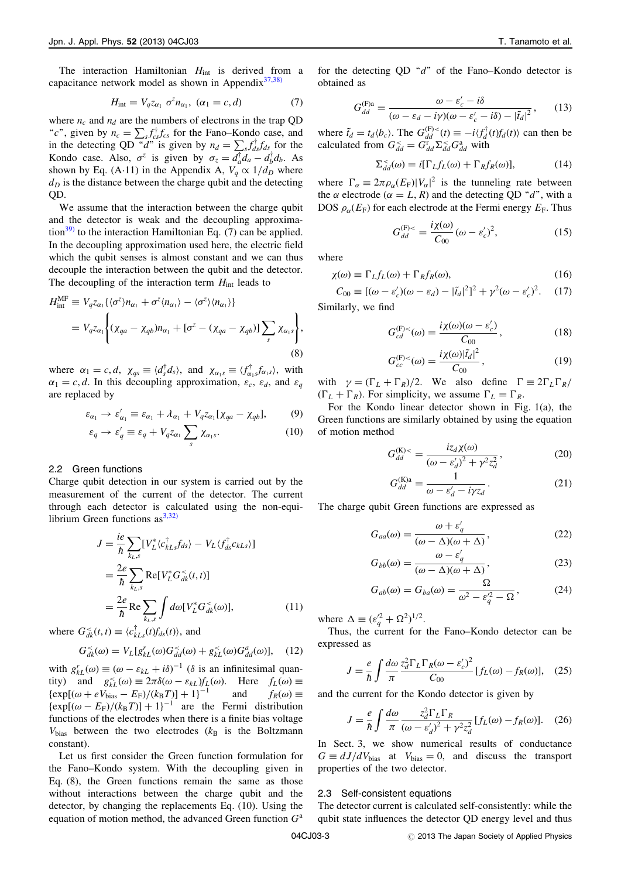The interaction Hamiltonian $H_{\rm int}$ is derived from a capacitance network model as shown in Appendix[37,38)]

$$H_{\rm int} = V_q z_{\alpha_1} \sigma^z n_{\alpha_1}, \ (\alpha_1 = c, d) \tag{7}$$

where $n_c$ and $n_d$ are the numbers of electrons in the trap QD "$c$", given by $n_c = \sum_s f_{cs}^\dagger f_{cs}$ for the Fano–Kondo case, and in the detecting QD "$d$" is given by $n_d = \sum_s f_{ds}^\dagger f_{ds}$ for the Kondo case. Also, $\sigma^z$ is given by $\sigma_z = d_a^\dagger d_a - d_b^\dagger d_b$. As shown by Eq. (A·11) in the Appendix A, $V_q \propto 1/d_D$ where $d_D$ is the distance between the charge qubit and the detecting QD.

We assume that the interaction between the charge qubit and the detector is weak and the decoupling approximation[39)] to the interaction Hamiltonian Eq. (7) can be applied. In the decoupling approximation used here, the electric field which the qubit senses is almost constant and we can thus decouple the interaction between the qubit and the detector. The decoupling of the interaction term $H_{\rm int}$ leads to

$$\begin{aligned}
H_{\rm int}^{\rm MF} &\equiv V_q z_{\alpha_1} \{ \langle \sigma^z \rangle n_{\alpha_1} + \sigma^z \langle n_{\alpha_1} \rangle - \langle \sigma^z \rangle \langle n_{\alpha_1} \rangle \} \\
&= V_q z_{\alpha_1} \left\{ (\chi_{qa} - \chi_{qb}) n_{\alpha_1} + [\sigma^z - (\chi_{qa} - \chi_{qb})] \sum_s \chi_{\alpha_1 s} \right\},
\end{aligned} \tag{8}$$

where $\alpha_1 = c, d$, $\chi_{qs} \equiv \langle d_s^\dagger d_s \rangle$, and $\chi_{\alpha_1 s} \equiv \langle f_{\alpha_1 s}^\dagger f_{\alpha_1 s} \rangle$, with $\alpha_1 = c, d$. In this decoupling approximation, $\varepsilon_c$, $\varepsilon_d$, and $\varepsilon_q$ are replaced by

$$\varepsilon_{\alpha_1} \rightarrow \varepsilon'_{\alpha_1} \equiv \varepsilon_{\alpha_1} + \lambda_{\alpha_1} + V_q z_{\alpha_1} [\chi_{qa} - \chi_{qb}], \tag{9}$$

$$\varepsilon_q \rightarrow \varepsilon'_q \equiv \varepsilon_q + V_q z_{\alpha_1} \sum_s \chi_{\alpha_1 s}. \tag{10}$$

## 2.2 Green functions

Charge qubit detection in our system is carried out by the measurement of the current of the detector. The current through each detector is calculated using the non-equilibrium Green functions as[3,32)]

$$\begin{aligned}
J &= \frac{ie}{\hbar} \sum_{k_L, s} [V_L^* \langle c_{k L s}^\dagger f_{ds} \rangle - V_L \langle f_{ds}^\dagger c_{k L s} \rangle] \\
&= \frac{2e}{\hbar} \sum_{k_L, s} {\rm Re}[V_L^* G_{dk}^<(t,t)] \\
&= \frac{2e}{\hbar} {\rm Re} \sum_{k_L, s} \int d\omega [V_L^* G_{dk}^<(\omega)],
\end{aligned} \tag{11}$$

where $G_{dk}^<(t,t) \equiv \langle c_{kLs}^\dagger(t) f_{ds}(t) \rangle$, and

$$G_{dk}^<(\omega) = V_L [g_{kL}^r(\omega) G_{dd}^<(\omega) + g_{kL}^<(\omega) G_{dd}^a(\omega)], \tag{12}$$

with $g_{kL}^r(\omega) \equiv (\omega - \varepsilon_{kL} + i\delta)^{-1}$ ($\delta$ is an infinitesimal quantity) and $g_{kL}^<(\omega) \equiv 2\pi\delta(\omega - \varepsilon_{kL}) f_L(\omega)$. Here $f_L(\omega) \equiv \{\exp[(\omega + eV_{\rm bias} - E_{\rm F})/(k_{\rm B}T)] + 1\}^{-1}$ and $f_R(\omega) \equiv \{\exp[(\omega - E_{\rm F})/(k_{\rm B}T)] + 1\}^{-1}$ are the Fermi distribution functions of the electrodes when there is a finite bias voltage $V_{\rm bias}$ between the two electrodes ($k_{\rm B}$ is the Boltzmann constant).

Let us first consider the Green function formulation for the Fano–Kondo system. With the decoupling given in Eq. (8), the Green functions remain the same as those without interactions between the charge qubit and the detector, by changing the replacements Eq. (10). Using the equation of motion method, the advanced Green function $G^{\rm a}$ for the detecting QD "$d$" of the Fano–Kondo detector is obtained as

$$G_{dd}^{\rm (F)a} = \frac{\omega - \varepsilon'_c - i\delta}{(\omega - \varepsilon_d - i\gamma)(\omega - \varepsilon'_c - i\delta) - |\tilde{t}_d|^2}, \tag{13}$$

where $\tilde{t}_d = t_d \langle b_c \rangle$. The $G_{dd}^{\rm (F)<}(t) \equiv -i \langle f_d^\dagger(t) f_d(t) \rangle$ can then be calculated from $G_{dd}^< = G_{dd}^{\rm r} \Sigma_{dd}^< G_{dd}^{\rm a}$ with

$$\Sigma_{dd}^<(\omega) = i[\Gamma_L f_L(\omega) + \Gamma_R f_R(\omega)], \tag{14}$$

where $\Gamma_\alpha \equiv 2\pi\rho_\alpha(E_{\rm F})|V_\alpha|^2$ is the tunneling rate between the $\alpha$ electrode ($\alpha = L, R$) and the detecting QD "$d$", with a DOS $\rho_\alpha(E_{\rm F})$ for each electrode at the Fermi energy $E_{\rm F}$. Thus

$$G_{dd}^{\rm (F)<} = \frac{i\chi(\omega)}{C_{00}} (\omega - \varepsilon'_c)^2, \tag{15}$$

where

$$\chi(\omega) \equiv \Gamma_L f_L(\omega) + \Gamma_R f_R(\omega), \tag{16}$$

$$C_{00} \equiv [(\omega - \varepsilon'_c)(\omega - \varepsilon_d) - |\tilde{t}_d|^2]^2 + \gamma^2(\omega - \varepsilon'_c)^2. \tag{17}$$

Similarly, we find

$$G_{cd}^{\rm (F)<}(\omega) = \frac{i\chi(\omega)(\omega - \varepsilon'_c)}{C_{00}}, \tag{18}$$

$$G_{cc}^{\rm (F)<}(\omega) = \frac{i\chi(\omega)|\tilde{t}_d|^2}{C_{00}}, \tag{19}$$

with $\gamma = (\Gamma_L + \Gamma_R)/2$. We also define $\Gamma \equiv 2\Gamma_L\Gamma_R/(\Gamma_L + \Gamma_R)$. For simplicity, we assume $\Gamma_L = \Gamma_R$.

For the Kondo linear detector shown in Fig. 1(a), the Green functions are similarly obtained by using the equation of motion method

$$G_{dd}^{\rm (K)<} = \frac{iz_d\chi(\omega)}{(\omega - \varepsilon'_d)^2 + \gamma^2 z_d^2}, \tag{20}$$

$$G_{dd}^{\rm (K)a} = \frac{1}{\omega - \varepsilon'_d - i\gamma z_d}. \tag{21}$$

The charge qubit Green functions are expressed as

$$G_{aa}(\omega) = \frac{\omega + \varepsilon'_q}{(\omega - \Delta)(\omega + \Delta)}, \tag{22}$$

$$G_{bb}(\omega) = \frac{\omega - \varepsilon'_q}{(\omega - \Delta)(\omega + \Delta)}, \tag{23}$$

$$G_{ab}(\omega) = G_{ba}(\omega) = \frac{\Omega}{\omega^2 - \varepsilon_q'^2 - \Omega}, \tag{24}$$

where $\Delta \equiv (\varepsilon_q'^2 + \Omega^2)^{1/2}$.

Thus, the current for the Fano–Kondo detector can be expressed as

$$J = \frac{e}{\hbar} \int \frac{d\omega}{\pi} \frac{z_d^2 \Gamma_L \Gamma_R (\omega - \varepsilon'_c)^2}{C_{00}} [f_L(\omega) - f_R(\omega)], \tag{25}$$

and the current for the Kondo detector is given by

$$J = \frac{e}{\hbar} \int \frac{d\omega}{\pi} \frac{z_d^2 \Gamma_L \Gamma_R}{(\omega - \varepsilon'_d)^2 + \gamma^2 z_d^2} [f_L(\omega) - f_R(\omega)]. \tag{26}$$

In Sect. 3, we show numerical results of conductance $G \equiv dJ/dV_{\rm bias}$ at $V_{\rm bias} = 0$, and discuss the transport properties of the two detector.

## 2.3 Self-consistent equations

The detector current is calculated self-consistently: while the qubit state influences the detector QD energy level and thus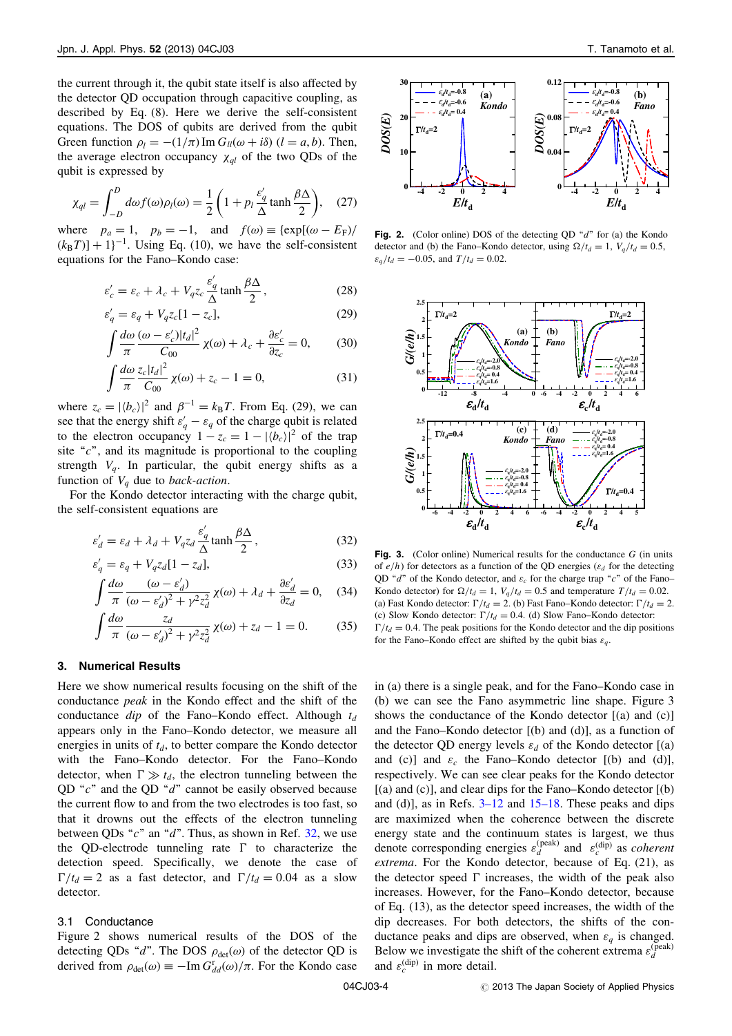the current through it, the qubit state itself is also affected by the detector QD occupation through capacitive coupling, as described by Eq. (8). Here we derive the self-consistent equations. The DOS of qubits are derived from the qubit Green function $\rho_l = -(1/\pi)\,\mathrm{Im}\,G_{ll}(\omega + i\delta)$ $(l = a, b)$. Then, the average electron occupancy $\chi_{ql}$ of the two QDs of the qubit is expressed by

$$\chi_{ql} = \int_{-D}^{D} d\omega f(\omega)\rho_l(\omega) = \frac{1}{2}\left(1 + p_l \frac{\varepsilon_q'}{\Delta}\tanh\frac{\beta\Delta}{2}\right), \quad (27)$$

where $p_a = 1$, $p_b = -1$, and $f(\omega) \equiv \{\exp[(\omega - E_{\mathrm{F}})/(k_{\mathrm{B}}T)] + 1\}^{-1}$. Using Eq. (10), we have the self-consistent equations for the Fano–Kondo case:

$$\varepsilon_c' = \varepsilon_c + \lambda_c + V_q z_c \frac{\varepsilon_q'}{\Delta}\tanh\frac{\beta\Delta}{2}, \quad (28)$$

$$\varepsilon_q' = \varepsilon_q + V_q z_c[1 - z_c], \quad (29)$$

$$\int \frac{d\omega}{\pi}\frac{(\omega - \varepsilon_c')|t_d|^2}{C_{00}}\chi(\omega) + \lambda_c + \frac{\partial\varepsilon_c'}{\partial z_c} = 0, \quad (30)$$

$$\int \frac{d\omega}{\pi}\frac{z_c|t_d|^2}{C_{00}}\chi(\omega) + z_c - 1 = 0, \quad (31)$$

where $z_c = |\langle b_c\rangle|^2$ and $\beta^{-1} = k_{\mathrm{B}}T$. From Eq. (29), we can see that the energy shift $\varepsilon_q' - \varepsilon_q$ of the charge qubit is related to the electron occupancy $1 - z_c = 1 - |\langle b_c\rangle|^2$ of the trap site "$c$", and its magnitude is proportional to the coupling strength $V_q$. In particular, the qubit energy shifts as a function of $V_q$ due to *back-action*.

For the Kondo detector interacting with the charge qubit, the self-consistent equations are

$$\varepsilon_d' = \varepsilon_d + \lambda_d + V_q z_d \frac{\varepsilon_q'}{\Delta}\tanh\frac{\beta\Delta}{2}, \quad (32)$$

$$\varepsilon_q' = \varepsilon_q + V_q z_d[1 - z_d], \quad (33)$$

$$\int \frac{d\omega}{\pi}\frac{(\omega - \varepsilon_d')}{(\omega - \varepsilon_d')^2 + \gamma^2 z_d^2}\chi(\omega) + \lambda_d + \frac{\partial\varepsilon_d'}{\partial z_d} = 0, \quad (34)$$

$$\int \frac{d\omega}{\pi}\frac{z_d}{(\omega - \varepsilon_d')^2 + \gamma^2 z_d^2}\chi(\omega) + z_d - 1 = 0. \quad (35)$$

## 3. Numerical Results

Here we show numerical results focusing on the shift of the conductance *peak* in the Kondo effect and the shift of the conductance *dip* of the Fano–Kondo effect. Although $t_d$ appears only in the Fano–Kondo detector, we measure all energies in units of $t_d$, to better compare the Kondo detector with the Fano–Kondo detector. For the Fano–Kondo detector, when $\Gamma \gg t_d$, the electron tunneling between the QD "$c$" and the QD "$d$" cannot be easily observed because the current flow to and from the two electrodes is too fast, so that it drowns out the effects of the electron tunneling between QDs "$c$" an "$d$". Thus, as shown in Ref. 32, we use the QD-electrode tunneling rate $\Gamma$ to characterize the detection speed. Specifically, we denote the case of $\Gamma/t_d = 2$ as a fast detector, and $\Gamma/t_d = 0.04$ as a slow detector.

### 3.1 Conductance

Figure 2 shows numerical results of the DOS of the detecting QDs "$d$". The DOS $\rho_{\mathrm{det}}(\omega)$ of the detector QD is derived from $\rho_{\mathrm{det}}(\omega) \equiv -\mathrm{Im}\,G_{dd}^{r}(\omega)/\pi$. For the Kondo case in (a) there is a single peak, and for the Fano–Kondo case in (b) we can see the Fano asymmetric line shape. Figure 3 shows the conductance of the Kondo detector [(a) and (c)] and the Fano–Kondo detector [(b) and (d)], as a function of the detector QD energy levels $\varepsilon_d$ of the Kondo detector [(a) and (c)] and $\varepsilon_c$ the Fano–Kondo detector [(b) and (d)], respectively. We can see clear peaks for the Kondo detector [(a) and (c)], and clear dips for the Fano–Kondo detector [(b) and (d)], as in Refs. 3–12 and 15–18. These peaks and dips are maximized when the coherence between the discrete energy state and the continuum states is largest, we thus denote corresponding energies $\varepsilon_d^{(\mathrm{peak})}$ and $\varepsilon_c^{(\mathrm{dip})}$ as *coherent extrema*. For the Kondo detector, because of Eq. (21), as the detector speed $\Gamma$ increases, the width of the peak also increases. However, for the Fano–Kondo detector, because of Eq. (13), as the detector speed increases, the width of the dip decreases. For both detectors, the shifts of the conductance peaks and dips are observed, when $\varepsilon_q$ is changed. Below we investigate the shift of the coherent extrema $\varepsilon_d^{(\mathrm{peak})}$ and $\varepsilon_c^{(\mathrm{dip})}$ in more detail.

**Fig. 2.** (Color online) DOS of the detecting QD "$d$" for (a) the Kondo detector and (b) the Fano–Kondo detector, using $\Omega/t_d = 1$, $V_q/t_d = 0.5$, $\varepsilon_q/t_d = -0.05$, and $T/t_d = 0.02$.

**Fig. 3.** (Color online) Numerical results for the conductance $G$ (in units of $e/h$) for detectors as a function of the QD energies ($\varepsilon_d$ for the detecting QD "$d$" of the Kondo detector, and $\varepsilon_c$ for the charge trap "$c$" of the Fano–Kondo detector) for $\Omega/t_d = 1$, $V_q/t_d = 0.5$ and temperature $T/t_d = 0.02$. (a) Fast Kondo detector: $\Gamma/t_d = 2$. (b) Fast Fano–Kondo detector: $\Gamma/t_d = 2$. (c) Slow Kondo detector: $\Gamma/t_d = 0.4$. (d) Slow Fano–Kondo detector: $\Gamma/t_d = 0.4$. The peak positions for the Kondo detector and the dip positions for the Fano–Kondo effect are shifted by the qubit bias $\varepsilon_q$.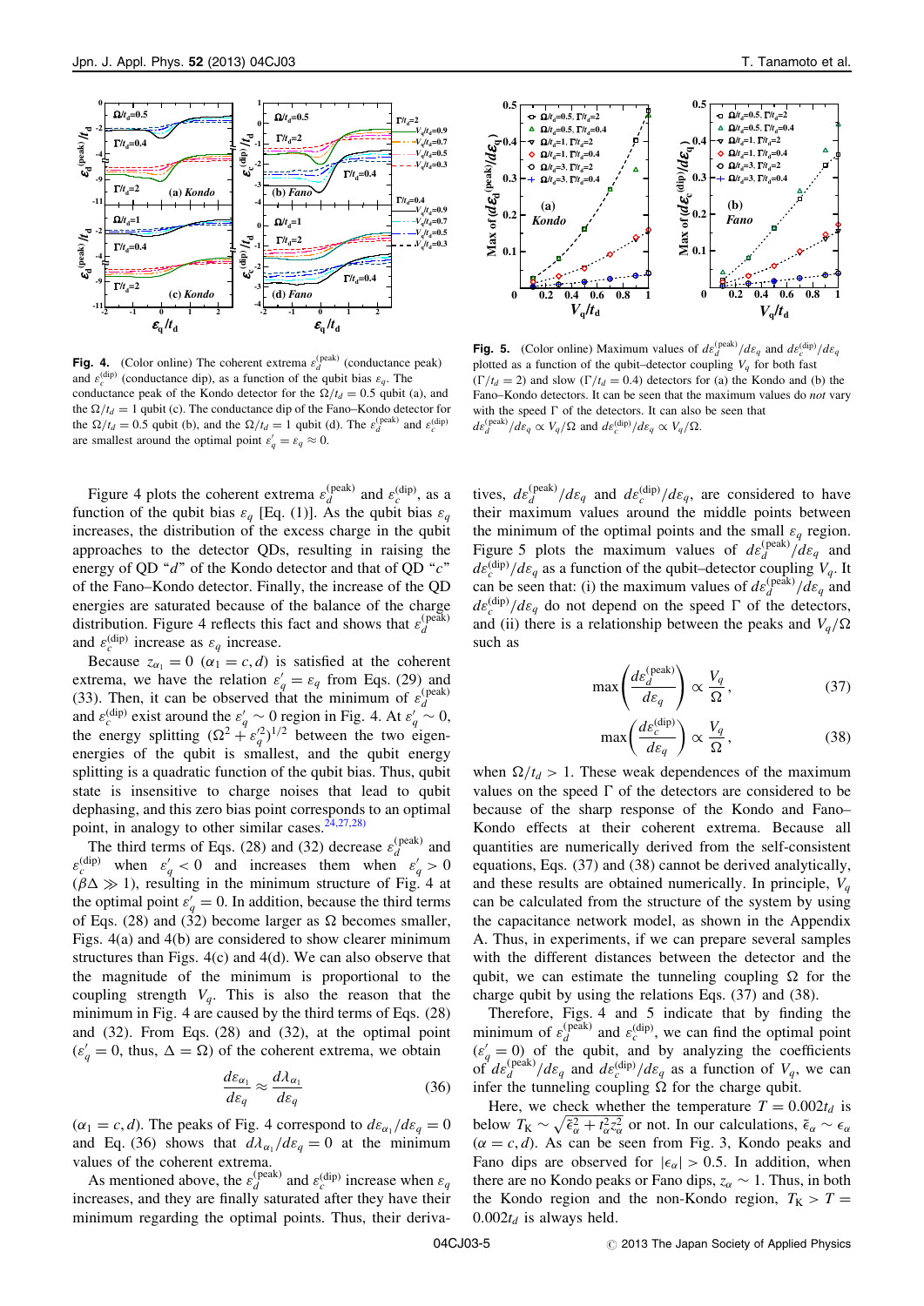**Fig. 4.** (Color online) The coherent extrema $\varepsilon_d^{(\rm peak)}$ (conductance peak) and $\varepsilon_c^{(\rm dip)}$ (conductance dip), as a function of the qubit bias $\varepsilon_q$. The conductance peak of the Kondo detector for the $\Omega/t_d = 0.5$ qubit (a), and the $\Omega/t_d = 1$ qubit (c). The conductance dip of the Fano–Kondo detector for the $\Omega/t_d = 0.5$ qubit (b), and the $\Omega/t_d = 1$ qubit (d). The $\varepsilon_d^{(\rm peak)}$ and $\varepsilon_c^{(\rm dip)}$ are smallest around the optimal point $\varepsilon_q' = \varepsilon_q \approx 0$.

**Fig. 5.** (Color online) Maximum values of $d\varepsilon_d^{(\rm peak)}/d\varepsilon_q$ and $d\varepsilon_c^{(\rm dip)}/d\varepsilon_q$ plotted as a function of the qubit–detector coupling $V_q$ for both fast ($\Gamma/t_d = 2$) and slow ($\Gamma/t_d = 0.4$) detectors for (a) the Kondo and (b) the Fano–Kondo detectors. It can be seen that the maximum values do *not* vary with the speed $\Gamma$ of the detectors. It can also be seen that $d\varepsilon_d^{(\rm peak)}/d\varepsilon_q \propto V_q/\Omega$ and $d\varepsilon_c^{(\rm dip)}/d\varepsilon_q \propto V_q/\Omega$.

Figure 4 plots the coherent extrema $\varepsilon_d^{(\rm peak)}$ and $\varepsilon_c^{(\rm dip)}$, as a function of the qubit bias $\varepsilon_q$ [Eq. (1)]. As the qubit bias $\varepsilon_q$ increases, the distribution of the excess charge in the qubit approaches to the detector QDs, resulting in raising the energy of QD "$d$" of the Kondo detector and that of QD "$c$" of the Fano–Kondo detector. Finally, the increase of the QD energies are saturated because of the balance of the charge distribution. Figure 4 reflects this fact and shows that $\varepsilon_d^{(\rm peak)}$ and $\varepsilon_c^{(\rm dip)}$ increase as $\varepsilon_q$ increase.

Because $z_{\alpha_1} = 0$ ($\alpha_1 = c, d$) is satisfied at the coherent extrema, we have the relation $\varepsilon_q' = \varepsilon_q$ from Eqs. (29) and (33). Then, it can be observed that the minimum of $\varepsilon_d^{(\rm peak)}$ and $\varepsilon_c^{(\rm dip)}$ exist around the $\varepsilon_q' \sim 0$ region in Fig. 4. At $\varepsilon_q' \sim 0$, the energy splitting $(\Omega^2 + \varepsilon_q'^2)^{1/2}$ between the two eigenenergies of the qubit is smallest, and the qubit energy splitting is a quadratic function of the qubit bias. Thus, qubit state is insensitive to charge noises that lead to qubit dephasing, and this zero bias point corresponds to an optimal point, in analogy to other similar cases.[24,27,28]

The third terms of Eqs. (28) and (32) decrease $\varepsilon_d^{(\rm peak)}$ and $\varepsilon_c^{(\rm dip)}$ when $\varepsilon_q' < 0$ and increases them when $\varepsilon_q' > 0$ ($\beta\Delta \gg 1$), resulting in the minimum structure of Fig. 4 at the optimal point $\varepsilon_q' = 0$. In addition, because the third terms of Eqs. (28) and (32) become larger as $\Omega$ becomes smaller, Figs. 4(a) and 4(b) are considered to show clearer minimum structures than Figs. 4(c) and 4(d). We can also observe that the magnitude of the minimum is proportional to the coupling strength $V_q$. This is also the reason that the minimum in Fig. 4 are caused by the third terms of Eqs. (28) and (32). From Eqs. (28) and (32), at the optimal point ($\varepsilon_q' = 0$, thus, $\Delta = \Omega$) of the coherent extrema, we obtain

$$\frac{d\varepsilon_{\alpha_1}}{d\varepsilon_q} \approx \frac{d\lambda_{\alpha_1}}{d\varepsilon_q} \tag{36}$$

($\alpha_1 = c, d$). The peaks of Fig. 4 correspond to $d\varepsilon_{\alpha_1}/d\varepsilon_q = 0$ and Eq. (36) shows that $d\lambda_{\alpha_1}/d\varepsilon_q = 0$ at the minimum values of the coherent extrema.

As mentioned above, the $\varepsilon_d^{(\rm peak)}$ and $\varepsilon_c^{(\rm dip)}$ increase when $\varepsilon_q$ increases, and they are finally saturated after they have their minimum regarding the optimal points. Thus, their derivatives, $d\varepsilon_d^{(\rm peak)}/d\varepsilon_q$ and $d\varepsilon_c^{(\rm dip)}/d\varepsilon_q$, are considered to have their maximum values around the middle points between the minimum of the optimal points and the small $\varepsilon_q$ region. Figure 5 plots the maximum values of $d\varepsilon_d^{(\rm peak)}/d\varepsilon_q$ and $d\varepsilon_c^{(\rm dip)}/d\varepsilon_q$ as a function of the qubit–detector coupling $V_q$. It can be seen that: (i) the maximum values of $d\varepsilon_d^{(\rm peak)}/d\varepsilon_q$ and $d\varepsilon_c^{(\rm dip)}/d\varepsilon_q$ do not depend on the speed $\Gamma$ of the detectors, and (ii) there is a relationship between the peaks and $V_q/\Omega$ such as

$$\max\left(\frac{d\varepsilon_d^{(\rm peak)}}{d\varepsilon_q}\right) \propto \frac{V_q}{\Omega}, \tag{37}$$

$$\max\left(\frac{d\varepsilon_c^{(\rm dip)}}{d\varepsilon_q}\right) \propto \frac{V_q}{\Omega}, \tag{38}$$

when $\Omega/t_d > 1$. These weak dependences of the maximum values on the speed $\Gamma$ of the detectors are considered to be because of the sharp response of the Kondo and Fano–Kondo effects at their coherent extrema. Because all quantities are numerically derived from the self-consistent equations, Eqs. (37) and (38) cannot be derived analytically, and these results are obtained numerically. In principle, $V_q$ can be calculated from the structure of the system by using the capacitance network model, as shown in the Appendix A. Thus, in experiments, if we can prepare several samples with the different distances between the detector and the qubit, we can estimate the tunneling coupling $\Omega$ for the charge qubit by using the relations Eqs. (37) and (38).

Therefore, Figs. 4 and 5 indicate that by finding the minimum of $\varepsilon_d^{(\rm peak)}$ and $\varepsilon_c^{(\rm dip)}$, we can find the optimal point ($\varepsilon_q' = 0$) of the qubit, and by analyzing the coefficients of $d\varepsilon_d^{(\rm peak)}/d\varepsilon_q$ and $d\varepsilon_c^{(\rm dip)}/d\varepsilon_q$ as a function of $V_q$, we can infer the tunneling coupling $\Omega$ for the charge qubit.

Here, we check whether the temperature $T = 0.002t_d$ is below $T_K \sim \sqrt{\tilde{\epsilon}_\alpha^2 + t_\alpha^2 z_\alpha^2}$ or not. In our calculations, $\tilde{\epsilon}_\alpha \sim \epsilon_\alpha$ ($\alpha = c, d$). As can be seen from Fig. 3, Kondo peaks and Fano dips are observed for $|\epsilon_\alpha| > 0.5$. In addition, when there are no Kondo peaks or Fano dips, $z_\alpha \sim 1$. Thus, in both the Kondo region and the non-Kondo region, $T_K > T = 0.002t_d$ is always held.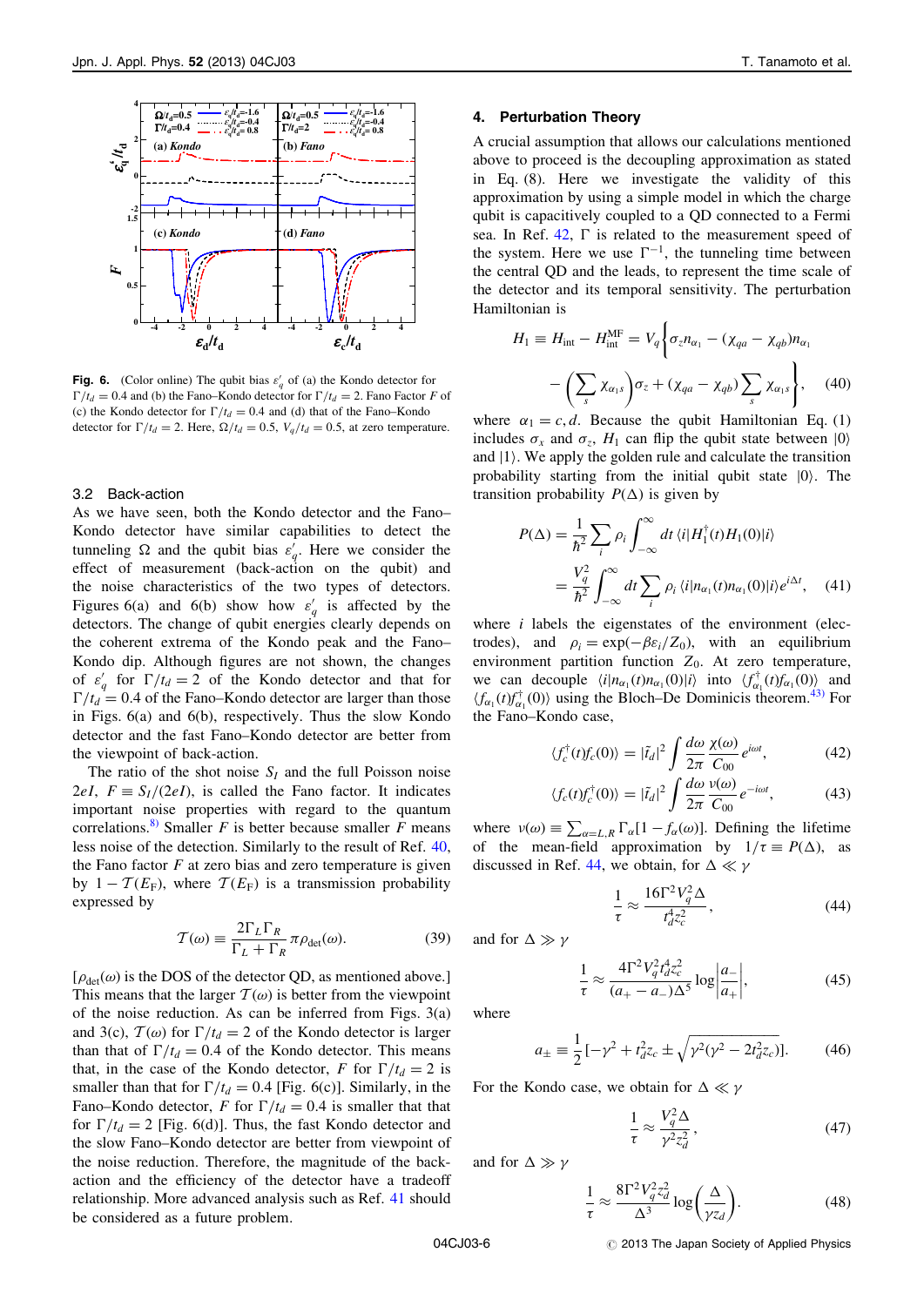**Fig. 6.** (Color online) The qubit bias $\varepsilon'_q$ of (a) the Kondo detector for $\Gamma/t_d = 0.4$ and (b) the Fano–Kondo detector for $\Gamma/t_d = 2$. Fano Factor $F$ of (c) the Kondo detector for $\Gamma/t_d = 0.4$ and (d) that of the Fano–Kondo detector for $\Gamma/t_d = 2$. Here, $\Omega/t_d = 0.5$, $V_q/t_d = 0.5$, at zero temperature.

### 3.2 Back-action

As we have seen, both the Kondo detector and the Fano–Kondo detector have similar capabilities to detect the tunneling $\Omega$ and the qubit bias $\varepsilon'_q$. Here we consider the effect of measurement (back-action on the qubit) and the noise characteristics of the two types of detectors. Figures 6(a) and 6(b) show how $\varepsilon'_q$ is affected by the detectors. The change of qubit energies clearly depends on the coherent extrema of the Kondo peak and the Fano–Kondo dip. Although figures are not shown, the changes of $\varepsilon'_q$ for $\Gamma/t_d = 2$ of the Kondo detector and that for $\Gamma/t_d = 0.4$ of the Fano–Kondo detector are larger than those in Figs. 6(a) and 6(b), respectively. Thus the slow Kondo detector and the fast Fano–Kondo detector are better from the viewpoint of back-action.

The ratio of the shot noise $S_I$ and the full Poisson noise $2eI$, $F \equiv S_I/(2eI)$, is called the Fano factor. It indicates important noise properties with regard to the quantum correlations.[8] Smaller $F$ is better because smaller $F$ means less noise of the detection. Similarly to the result of Ref. 40, the Fano factor $F$ at zero bias and zero temperature is given by $1 - \mathcal{T}(E_F)$, where $\mathcal{T}(E_F)$ is a transmission probability expressed by

$$\mathcal{T}(\omega) \equiv \frac{2\Gamma_L\Gamma_R}{\Gamma_L + \Gamma_R}\pi\rho_{\rm det}(\omega). \tag{39}$$

[$\rho_{\rm det}(\omega)$ is the DOS of the detector QD, as mentioned above.] This means that the larger $\mathcal{T}(\omega)$ is better from the viewpoint of the noise reduction. As can be inferred from Figs. 3(a) and 3(c), $\mathcal{T}(\omega)$ for $\Gamma/t_d = 2$ of the Kondo detector is larger than that for $\Gamma/t_d = 0.4$ of the Kondo detector. This means that, in the case of the Kondo detector, $F$ for $\Gamma/t_d = 2$ is smaller than that for $\Gamma/t_d = 0.4$ [Fig. 6(c)]. Similarly, in the Fano–Kondo detector, $F$ for $\Gamma/t_d = 0.4$ is smaller that that for $\Gamma/t_d = 2$ [Fig. 6(d)]. Thus, the fast Kondo detector and the slow Fano–Kondo detector are better from viewpoint of the noise reduction. Therefore, the magnitude of the back-action and the efficiency of the detector have a tradeoff relationship. More advanced analysis such as Ref. 41 should be considered as a future problem.

## 4. Perturbation Theory

A crucial assumption that allows our calculations mentioned above to proceed is the decoupling approximation as stated in Eq. (8). Here we investigate the validity of this approximation by using a simple model in which the charge qubit is capacitively coupled to a QD connected to a Fermi sea. In Ref. 42, $\Gamma$ is related to the measurement speed of the system. Here we use $\Gamma^{-1}$, the tunneling time between the central QD and the leads, to represent the time scale of the detector and its temporal sensitivity. The perturbation Hamiltonian is

$$H_1 \equiv H_{\rm int} - H_{\rm int}^{\rm MF} = V_q\Bigg\{\sigma_z n_{\alpha_1} - (\chi_{qa} - \chi_{qb})n_{\alpha_1} - \left(\sum_s \chi_{\alpha_1 s}\right)\sigma_z + (\chi_{qa} - \chi_{qb})\sum_s \chi_{\alpha_1 s}\Bigg\}, \tag{40}$$

where $\alpha_1 = c, d$. Because the qubit Hamiltonian Eq. (1) includes $\sigma_x$ and $\sigma_z$, $H_1$ can flip the qubit state between $|0\rangle$ and $|1\rangle$. We apply the golden rule and calculate the transition probability starting from the initial qubit state $|0\rangle$. The transition probability $P(\Delta)$ is given by

$$\begin{aligned} P(\Delta) &= \frac{1}{\hbar^2}\sum_i \rho_i \int_{-\infty}^{\infty} dt\, \langle i|H_1^\dagger(t)H_1(0)|i\rangle \\ &= \frac{V_q^2}{\hbar^2}\int_{-\infty}^{\infty} dt \sum_i \rho_i \langle i|n_{\alpha_1}(t)n_{\alpha_1}(0)|i\rangle e^{i\Delta t}, \end{aligned} \tag{41}$$

where $i$ labels the eigenstates of the environment (electrodes), and $\rho_i = \exp(-\beta\varepsilon_i/Z_0)$, with an equilibrium environment partition function $Z_0$. At zero temperature, we can decouple $\langle i|n_{\alpha_1}(t)n_{\alpha_1}(0)|i\rangle$ into $\langle f^\dagger_{\alpha_1}(t)f_{\alpha_1}(0)\rangle$ and $\langle f_{\alpha_1}(t)f^\dagger_{\alpha_1}(0)\rangle$ using the Bloch–De Dominicis theorem.[43] For the Fano–Kondo case,

$$\langle f_c^\dagger(t)f_c(0)\rangle = |\tilde{t}_d|^2\int\frac{d\omega}{2\pi}\frac{\chi(\omega)}{C_{00}}e^{i\omega t}, \tag{42}$$

$$\langle f_c(t)f_c^\dagger(0)\rangle = |\tilde{t}_d|^2\int\frac{d\omega}{2\pi}\frac{\nu(\omega)}{C_{00}}e^{-i\omega t}, \tag{43}$$

where $\nu(\omega) \equiv \sum_{\alpha=L,R}\Gamma_\alpha[1 - f_\alpha(\omega)]$. Defining the lifetime of the mean-field approximation by $1/\tau \equiv P(\Delta)$, as discussed in Ref. 44, we obtain, for $\Delta \ll \gamma$

$$\frac{1}{\tau} \approx \frac{16\Gamma^2 V_q^2\Delta}{t_d^4 z_c^2}, \tag{44}$$

and for $\Delta \gg \gamma$

$$\frac{1}{\tau} \approx \frac{4\Gamma^2 V_q^2 t_d^4 z_c^2}{(a_+ - a_-)\Delta^5}\log\left|\frac{a_-}{a_+}\right|, \tag{45}$$

where

$$a_\pm \equiv \frac{1}{2}\left[-\gamma^2 + t_d^2 z_c \pm \sqrt{\gamma^2(\gamma^2 - 2t_d^2 z_c)}\right]. \tag{46}$$

For the Kondo case, we obtain for $\Delta \ll \gamma$

$$\frac{1}{\tau} \approx \frac{V_q^2\Delta}{\gamma^2 z_d^2}, \tag{47}$$

and for $\Delta \gg \gamma$

$$\frac{1}{\tau} \approx \frac{8\Gamma^2 V_q^2 z_d^2}{\Delta^3}\log\left(\frac{\Delta}{\gamma z_d}\right). \tag{48}$$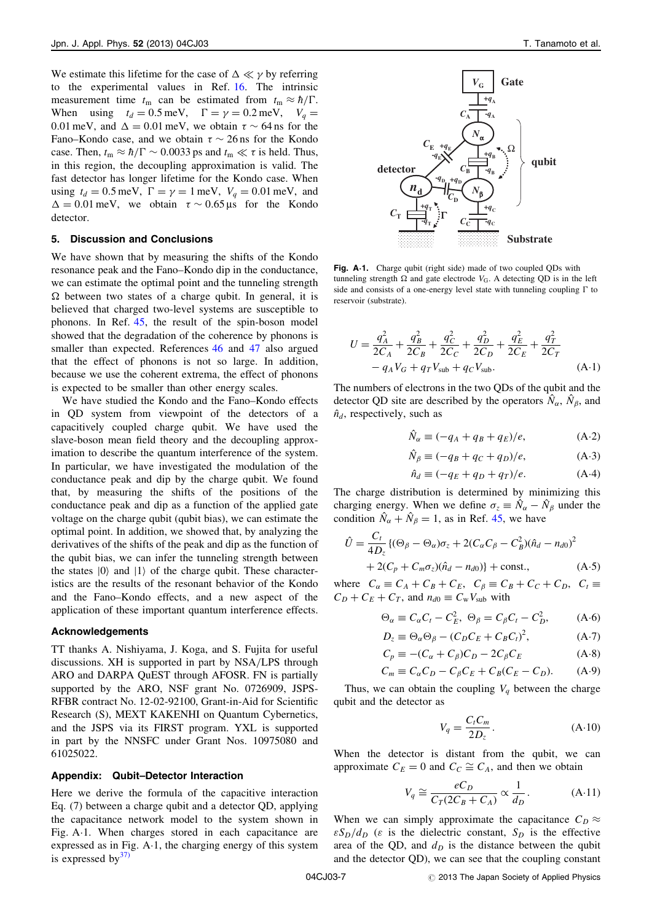We estimate this lifetime for the case of $\Delta \ll \gamma$ by referring to the experimental values in Ref. 16. The intrinsic measurement time $t_m$ can be estimated from $t_m \approx \hbar/\Gamma$. When using $t_d = 0.5$ meV, $\Gamma = \gamma = 0.2$ meV, $V_q = 0.01$ meV, and $\Delta = 0.01$ meV, we obtain $\tau \sim 26$ ns for the Fano–Kondo case, and we obtain $\tau \sim 64$ ns for the Kondo case. Then, $t_m \approx \hbar/\Gamma \sim 0.0033$ ps and $t_m \ll \tau$ is held. Thus, in this region, the decoupling approximation is valid. The fast detector has longer lifetime for the Kondo case. When using $t_d = 0.5$ meV, $\Gamma = \gamma = 1$ meV, $V_q = 0.01$ meV, and $\Delta = 0.01$ meV, we obtain $\tau \sim 0.65\,\mu$s for the Kondo detector.

## 5. Discussion and Conclusions

We have shown that by measuring the shifts of the Kondo resonance peak and the Fano–Kondo dip in the conductance, we can estimate the optimal point and the tunneling strength $\Omega$ between two states of a charge qubit. In general, it is believed that charged two-level systems are susceptible to phonons. In Ref. 45, the result of the spin-boson model showed that the degradation of the coherence by phonons is smaller than expected. References 46 and 47 also argued that the effect of phonons is not so large. In addition, because we use the coherent extrema, the effect of phonons is expected to be smaller than other energy scales.

We have studied the Kondo and the Fano–Kondo effects in QD system from viewpoint of the detectors of a capacitively coupled charge qubit. We have used the slave-boson mean field theory and the decoupling approximation to describe the quantum interference of the system. In particular, we have investigated the modulation of the conductance peak and dip by the charge qubit. We found that, by measuring the shifts of the positions of the conductance peak and dip as a function of the applied gate voltage on the charge qubit (qubit bias), we can estimate the optimal point. In addition, we showed that, by analyzing the derivatives of the shifts of the peak and dip as the function of the qubit bias, we can infer the tunneling strength between the states $|0\rangle$ and $|1\rangle$ of the charge qubit. These characteristics are the results of the resonant behavior of the Kondo and the Fano–Kondo effects, and a new aspect of the application of these important quantum interference effects.

### Acknowledgements

TT thanks A. Nishiyama, J. Koga, and S. Fujita for useful discussions. XH is supported in part by NSA/LPS through ARO and DARPA QuEST through AFOSR. FN is partially supported by the ARO, NSF grant No. 0726909, JSPS-RFBR contract No. 12-02-92100, Grant-in-Aid for Scientific Research (S), MEXT KAKENHI on Quantum Cybernetics, and the JSPS via its FIRST program. YXL is supported in part by the NNSFC under Grant Nos. 10975080 and 61025022.

### Appendix: Qubit–Detector Interaction

Here we derive the formula of the capacitive interaction Eq. (7) between a charge qubit and a detector QD, applying the capacitance network model to the system shown in Fig. A·1. When charges stored in each capacitance are expressed as in Fig. A·1, the charging energy of this system is expressed by[37]

**Fig. A·1.** Charge qubit (right side) made of two coupled QDs with tunneling strength $\Omega$ and gate electrode $V_{\rm G}$. A detecting QD is in the left side and consists of a one-energy level state with tunneling coupling $\Gamma$ to reservoir (substrate).

$$U = \frac{q_A^2}{2C_A} + \frac{q_B^2}{2C_B} + \frac{q_C^2}{2C_C} + \frac{q_D^2}{2C_D} + \frac{q_E^2}{2C_E} + \frac{q_T^2}{2C_T} - q_A V_G + q_T V_{\rm sub} + q_C V_{\rm sub}. \qquad (\text{A·1})$$

The numbers of electrons in the two QDs of the qubit and the detector QD site are described by the operators $\hat{N}_\alpha$, $\hat{N}_\beta$, and $\hat{n}_d$, respectively, such as

$$\hat{N}_\alpha \equiv (-q_A + q_B + q_E)/e, \qquad (\text{A·2})$$

$$\hat{N}_\beta \equiv (-q_B + q_C + q_D)/e, \qquad (\text{A·3})$$

$$\hat{n}_d \equiv (-q_E + q_D + q_T)/e. \qquad (\text{A·4})$$

The charge distribution is determined by minimizing this charging energy. When we define $\sigma_z \equiv \hat{N}_\alpha - \hat{N}_\beta$ under the condition $\hat{N}_\alpha + \hat{N}_\beta = 1$, as in Ref. 45, we have

$$\hat{U} = \frac{C_t}{4D_z}\{(\Theta_\beta - \Theta_\alpha)\sigma_z + 2(C_\alpha C_\beta - C_B^2)(\hat{n}_d - n_{d0})^2 + 2(C_p + C_m\sigma_z)(\hat{n}_d - n_{d0})\} + \text{const.}, \qquad (\text{A·5})$$

where $C_\alpha \equiv C_A + C_B + C_E$, $C_\beta \equiv C_B + C_C + C_D$, $C_t \equiv C_D + C_E + C_T$, and $n_{d0} \equiv C_w V_{\rm sub}$ with

$$\Theta_\alpha \equiv C_\alpha C_t - C_E^2, \quad \Theta_\beta = C_\beta C_t - C_D^2, \qquad (\text{A·6})$$

$$D_z \equiv \Theta_\alpha \Theta_\beta - (C_D C_E + C_B C_t)^2, \qquad (\text{A·7})$$

$$C_p \equiv -(C_\alpha + C_\beta)C_D - 2C_\beta C_E \qquad (\text{A·8})$$

$$C_m \equiv C_\alpha C_D - C_\beta C_E + C_B(C_E - C_D). \qquad (\text{A·9})$$

Thus, we can obtain the coupling $V_q$ between the charge qubit and the detector as

$$V_q = \frac{C_t C_m}{2D_z}. \qquad (\text{A·10})$$

When the detector is distant from the qubit, we can approximate $C_E = 0$ and $C_C \cong C_A$, and then we obtain

$$V_q \cong \frac{eC_D}{C_T(2C_B + C_A)} \propto \frac{1}{d_D}. \qquad (\text{A·11})$$

When we can simply approximate the capacitance $C_D \approx \varepsilon S_D/d_D$ ($\varepsilon$ is the dielectric constant, $S_D$ is the effective area of the QD, and $d_D$ is the distance between the qubit and the detector QD), we can see that the coupling constant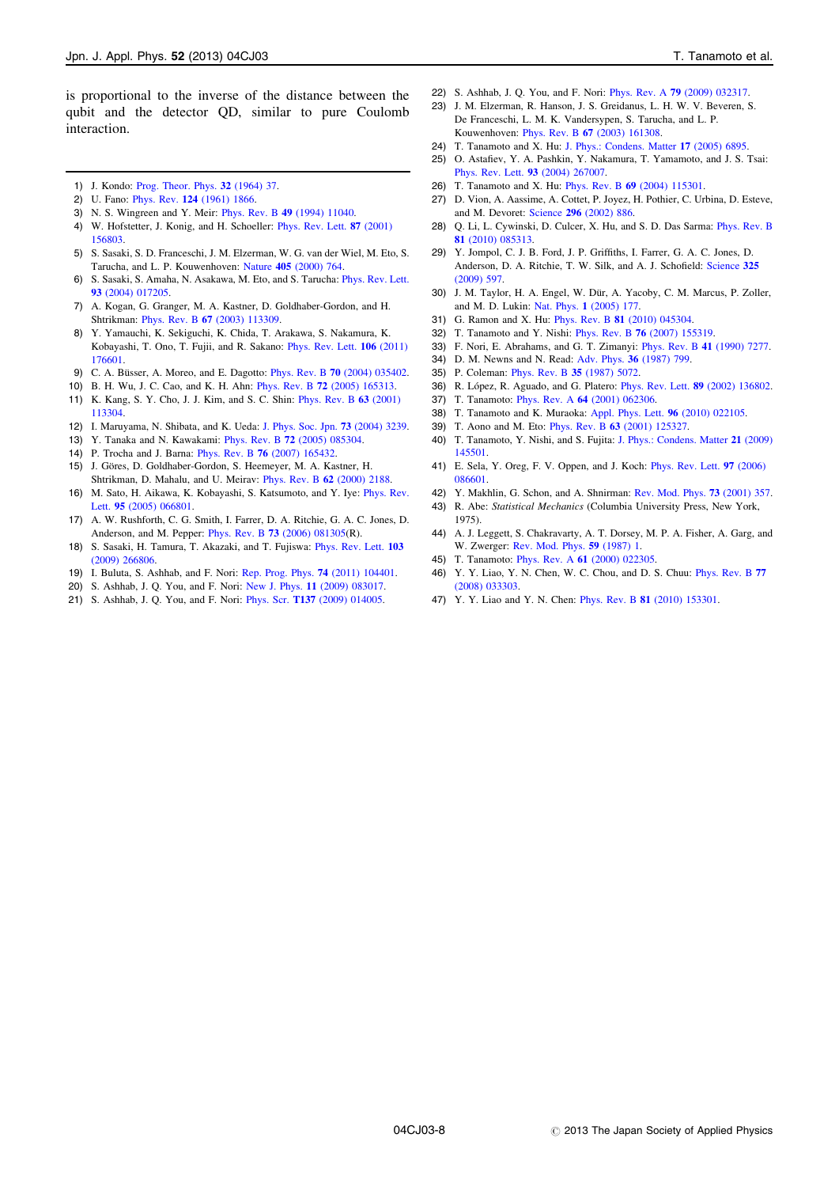is proportional to the inverse of the distance between the qubit and the detector QD, similar to pure Coulomb interaction.

1) J. Kondo: Prog. Theor. Phys. **32** (1964) 37.
2) U. Fano: Phys. Rev. **124** (1961) 1866.
3) N. S. Wingreen and Y. Meir: Phys. Rev. B **49** (1994) 11040.
4) W. Hofstetter, J. Konig, and H. Schoeller: Phys. Rev. Lett. **87** (2001) 156803.
5) S. Sasaki, S. D. Franceschi, J. M. Elzerman, W. G. van der Wiel, M. Eto, S. Tarucha, and L. P. Kouwenhoven: Nature **405** (2000) 764.
6) S. Sasaki, S. Amaha, N. Asakawa, M. Eto, and S. Tarucha: Phys. Rev. Lett. **93** (2004) 017205.
7) A. Kogan, G. Granger, M. A. Kastner, D. Goldhaber-Gordon, and H. Shtrikman: Phys. Rev. B **67** (2003) 113309.
8) Y. Yamauchi, K. Sekiguchi, K. Chida, T. Arakawa, S. Nakamura, K. Kobayashi, T. Ono, T. Fujii, and R. Sakano: Phys. Rev. Lett. **106** (2011) 176601.
9) C. A. Büsser, A. Moreo, and E. Dagotto: Phys. Rev. B **70** (2004) 035402.
10) B. H. Wu, J. C. Cao, and K. H. Ahn: Phys. Rev. B **72** (2005) 165313.
11) K. Kang, S. Y. Cho, J. J. Kim, and S. C. Shin: Phys. Rev. B **63** (2001) 113304.
12) I. Maruyama, N. Shibata, and K. Ueda: J. Phys. Soc. Jpn. **73** (2004) 3239.
13) Y. Tanaka and N. Kawakami: Phys. Rev. B **72** (2005) 085304.
14) P. Trocha and J. Barna: Phys. Rev. B **76** (2007) 165432.
15) J. Göres, D. Goldhaber-Gordon, S. Heemeyer, M. A. Kastner, H. Shtrikman, D. Mahalu, and U. Meirav: Phys. Rev. B **62** (2000) 2188.
16) M. Sato, H. Aikawa, K. Kobayashi, S. Katsumoto, and Y. Iye: Phys. Rev. Lett. **95** (2005) 066801.
17) A. W. Rushforth, C. G. Smith, I. Farrer, D. A. Ritchie, G. A. C. Jones, D. Anderson, and M. Pepper: Phys. Rev. B **73** (2006) 081305(R).
18) S. Sasaki, H. Tamura, T. Akazaki, and T. Fujiswa: Phys. Rev. Lett. **103** (2009) 266806.
19) I. Buluta, S. Ashhab, and F. Nori: Rep. Prog. Phys. **74** (2011) 104401.
20) S. Ashhab, J. Q. You, and F. Nori: New J. Phys. **11** (2009) 083017.
21) S. Ashhab, J. Q. You, and F. Nori: Phys. Scr. **T137** (2009) 014005.
22) S. Ashhab, J. Q. You, and F. Nori: Phys. Rev. A **79** (2009) 032317.
23) J. M. Elzerman, R. Hanson, J. S. Greidanus, L. H. W. Beveren, S. De Franceschi, L. M. K. Vandersypen, S. Tarucha, and L. P. Kouwenhoven: Phys. Rev. B **67** (2003) 161308.
24) T. Tanamoto and X. Hu: J. Phys.: Condens. Matter **17** (2005) 6895.
25) O. Astafiev, Y. A. Pashkin, Y. Nakamura, T. Yamamoto, and J. S. Tsai: Phys. Rev. Lett. **93** (2004) 267007.
26) T. Tanamoto and X. Hu: Phys. Rev. B **69** (2004) 115301.
27) D. Vion, A. Aassime, A. Cottet, P. Joyez, H. Pothier, C. Urbina, D. Esteve, and M. Devoret: Science **296** (2002) 886.
28) Q. Li, L. Cywinski, D. Culcer, X. Hu, and S. D. Das Sarma: Phys. Rev. B **81** (2010) 085313.
29) Y. Jompol, C. J. B. Ford, J. P. Griffiths, I. Farrer, G. A. C. Jones, D. Anderson, D. A. Ritchie, T. W. Silk, and A. J. Schofield: Science **325** (2009) 597.
30) J. M. Taylor, H. A. Engel, W. Dür, A. Yacoby, C. M. Marcus, P. Zoller, and M. D. Lukin: Nat. Phys. **1** (2005) 177.
31) G. Ramon and X. Hu: Phys. Rev. B **81** (2010) 045304.
32) T. Tanamoto and Y. Nishi: Phys. Rev. B **76** (2007) 155319.
33) F. Nori, E. Abrahams, and G. T. Zimanyi: Phys. Rev. B **41** (1990) 7277.
34) D. M. Newns and N. Read: Adv. Phys. **36** (1987) 799.
35) P. Coleman: Phys. Rev. B **35** (1987) 5072.
36) R. López, R. Aguado, and G. Platero: Phys. Rev. Lett. **89** (2002) 136802.
37) T. Tanamoto: Phys. Rev. A **64** (2001) 062306.
38) T. Tanamoto and K. Muraoka: Appl. Phys. Lett. **96** (2010) 022105.
39) T. Aono and M. Eto: Phys. Rev. B **63** (2001) 125327.
40) T. Tanamoto, Y. Nishi, and S. Fujita: J. Phys.: Condens. Matter **21** (2009) 145501.
41) E. Sela, Y. Oreg, F. V. Oppen, and J. Koch: Phys. Rev. Lett. **97** (2006) 086601.
42) Y. Makhlin, G. Schon, and A. Shnirman: Rev. Mod. Phys. **73** (2001) 357.
43) R. Abe: *Statistical Mechanics* (Columbia University Press, New York, 1975).
44) A. J. Leggett, S. Chakravarty, A. T. Dorsey, M. P. A. Fisher, A. Garg, and W. Zwerger: Rev. Mod. Phys. **59** (1987) 1.
45) T. Tanamoto: Phys. Rev. A **61** (2000) 022305.
46) Y. Y. Liao, Y. N. Chen, W. C. Chou, and D. S. Chuu: Phys. Rev. B **77** (2008) 033303.
47) Y. Y. Liao and Y. N. Chen: Phys. Rev. B **81** (2010) 153301.